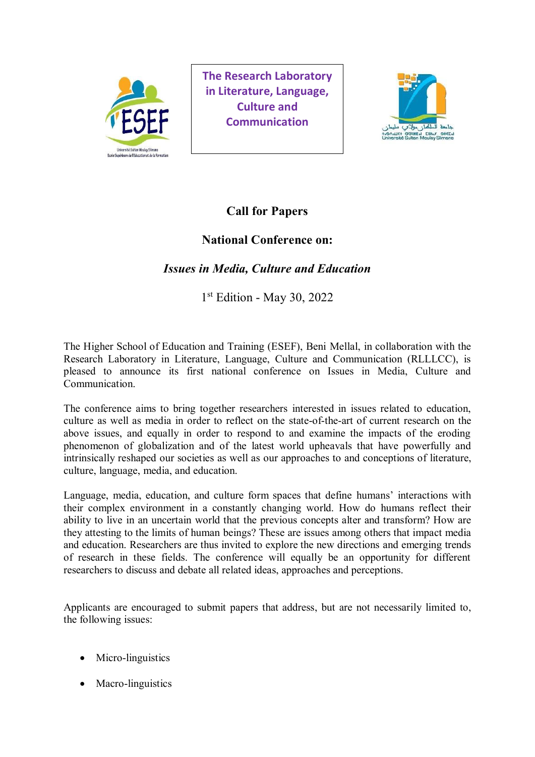The Research Laboratory in Literature, Language, Culture and Communication

# Call for Papers

## National Conference on:

## *Issues in Media, Culture and Education*

1st Edition - May 30, 2022

The Higher School of Education and Training (ESEF), Beni Mellal, in collaboration with the Research Laboratory in Literature, Language, Culture and Communication (RLLLCC), is pleased to announce its first national conference on Issues in Media, Culture and Communication.

The conference aims to bring together researchers interested in issues related to education, culture as well as media in order to reflect on the state-of-the-art of current research on the above issues, and equally in order to respond to and examine the impacts of the eroding phenomenon of globalization and of the latest world upheavals that have powerfully and intrinsically reshaped our societies as well as our approaches to and conceptions of literature, culture, language, media, and education.

Language, media, education, and culture form spaces that define humans' interactions with their complex environment in a constantly changing world. How do humans reflect their ability to live in an uncertain world that the previous concepts alter and transform? How are they attesting to the limits of human beings? These are issues among others that impact media and education. Researchers are thus invited to explore the new directions and emerging trends of research in these fields. The conference will equally be an opportunity for different researchers to discuss and debate all related ideas, approaches and perceptions.

Applicants are encouraged to submit papers that address, but are not necessarily limited to, the following issues:

- Micro-linguistics
- Macro-linguistics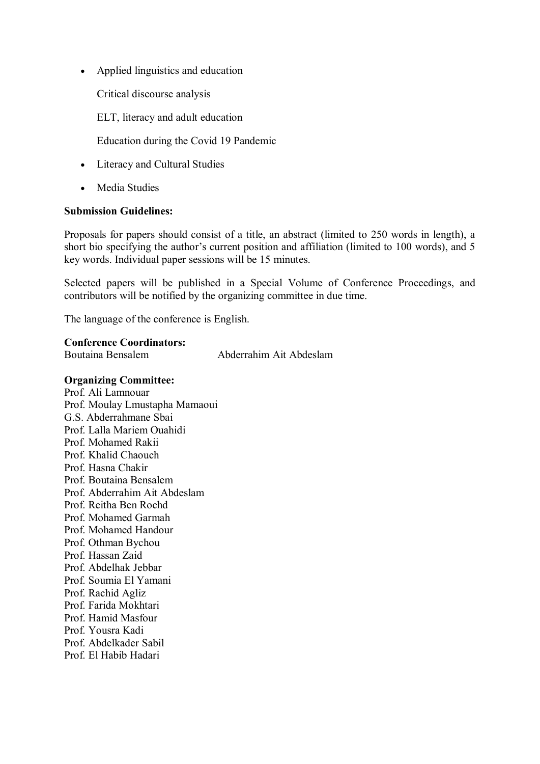- Applied linguistics and education

  Critical discourse analysis

  ELT, literacy and adult education

  Education during the Covid 19 Pandemic

- Literacy and Cultural Studies
- Media Studies

**Submission Guidelines:**

Proposals for papers should consist of a title, an abstract (limited to 250 words in length), a short bio specifying the author's current position and affiliation (limited to 100 words), and 5 key words. Individual paper sessions will be 15 minutes.

Selected papers will be published in a Special Volume of Conference Proceedings, and contributors will be notified by the organizing committee in due time.

The language of the conference is English.

**Conference Coordinators:**

Boutaina Bensalem     Abderrahim Ait Abdeslam

**Organizing Committee:**

Prof. Ali Lamnouar
Prof. Moulay Lmustapha Mamaoui
G.S. Abderrahmane Sbai
Prof. Lalla Mariem Ouahidi
Prof. Mohamed Rakii
Prof. Khalid Chaouch
Prof. Hasna Chakir
Prof. Boutaina Bensalem
Prof. Abderrahim Ait Abdeslam
Prof. Reitha Ben Rochd
Prof. Mohamed Garmah
Prof. Mohamed Handour
Prof. Othman Bychou
Prof. Hassan Zaid
Prof. Abdelhak Jebbar
Prof. Soumia El Yamani
Prof. Rachid Agliz
Prof. Farida Mokhtari
Prof. Hamid Masfour
Prof. Yousra Kadi
Prof. Abdelkader Sabil
Prof. El Habib Hadari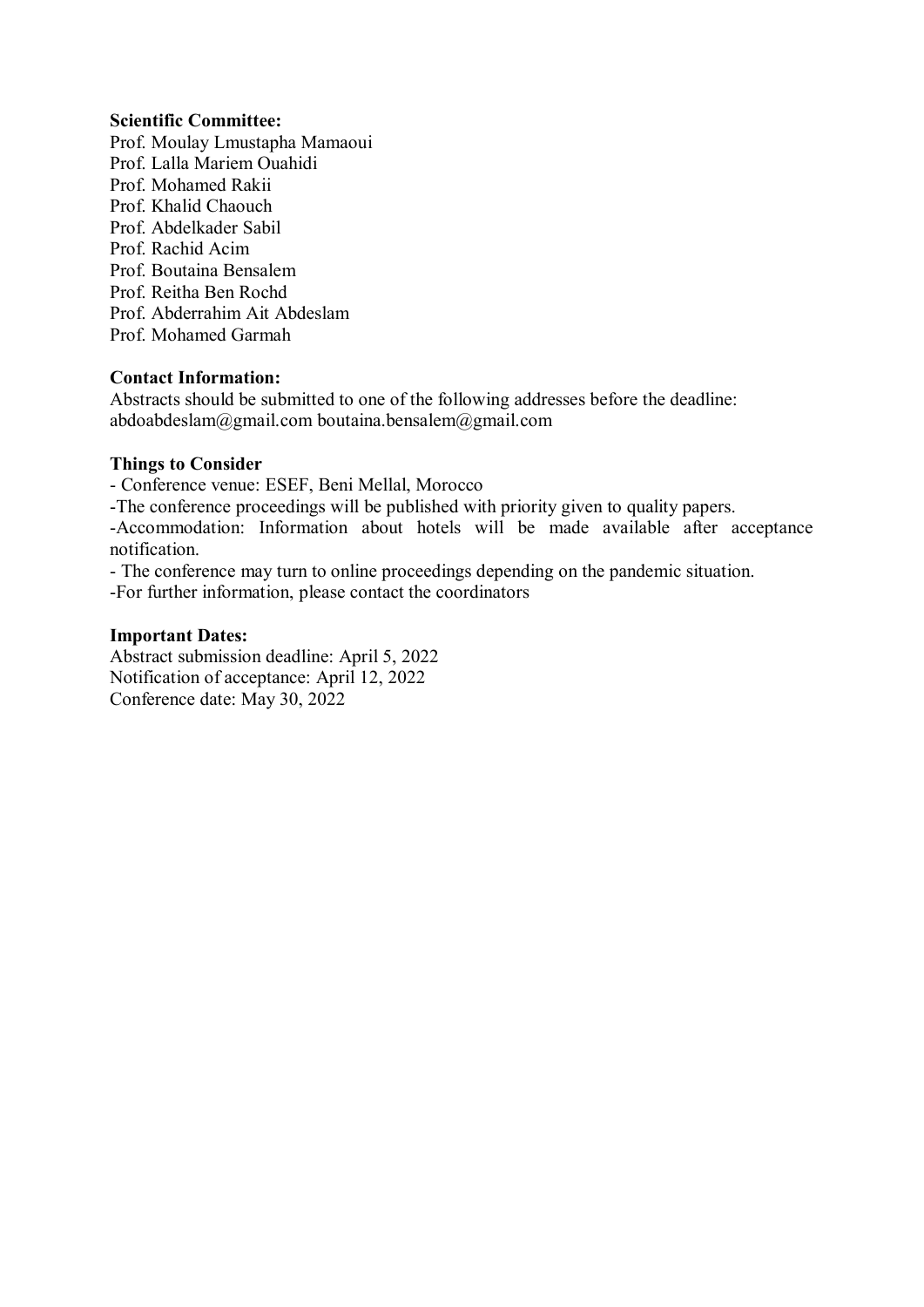**Scientific Committee:**

Prof. Moulay Lmustapha Mamaoui
Prof. Lalla Mariem Ouahidi
Prof. Mohamed Rakii
Prof. Khalid Chaouch
Prof. Abdelkader Sabil
Prof. Rachid Acim
Prof. Boutaina Bensalem
Prof. Reitha Ben Rochd
Prof. Abderrahim Ait Abdeslam
Prof. Mohamed Garmah

**Contact Information:**

Abstracts should be submitted to one of the following addresses before the deadline:
abdoabdeslam@gmail.com boutaina.bensalem@gmail.com

**Things to Consider**

- Conference venue: ESEF, Beni Mellal, Morocco
-The conference proceedings will be published with priority given to quality papers.
-Accommodation: Information about hotels will be made available after acceptance notification.
- The conference may turn to online proceedings depending on the pandemic situation.
-For further information, please contact the coordinators

**Important Dates:**

Abstract submission deadline: April 5, 2022
Notification of acceptance: April 12, 2022
Conference date: May 30, 2022